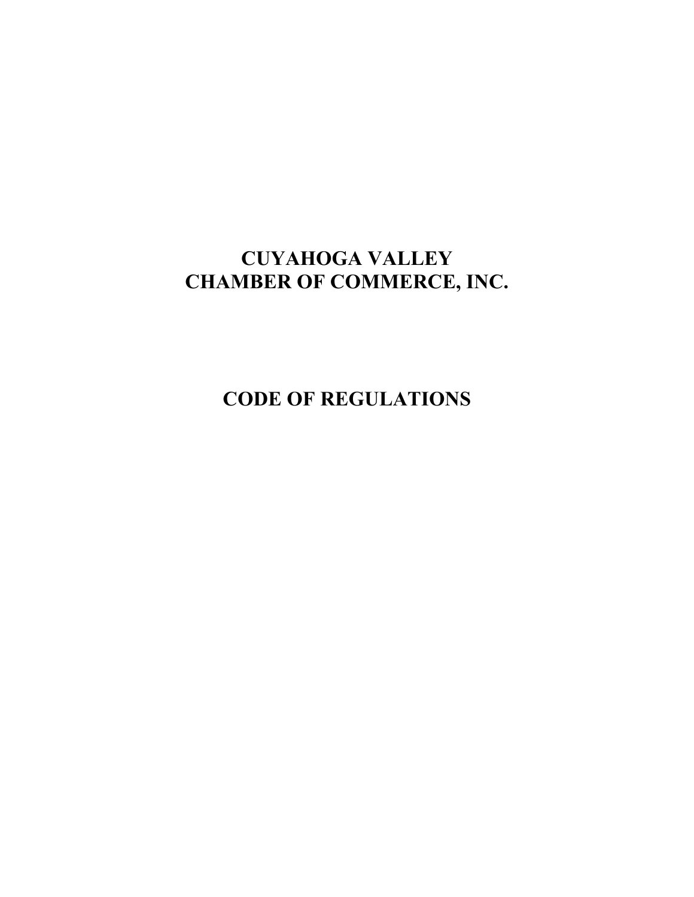# CUYAHOGA VALLEY
# CHAMBER OF COMMERCE, INC.

# CODE OF REGULATIONS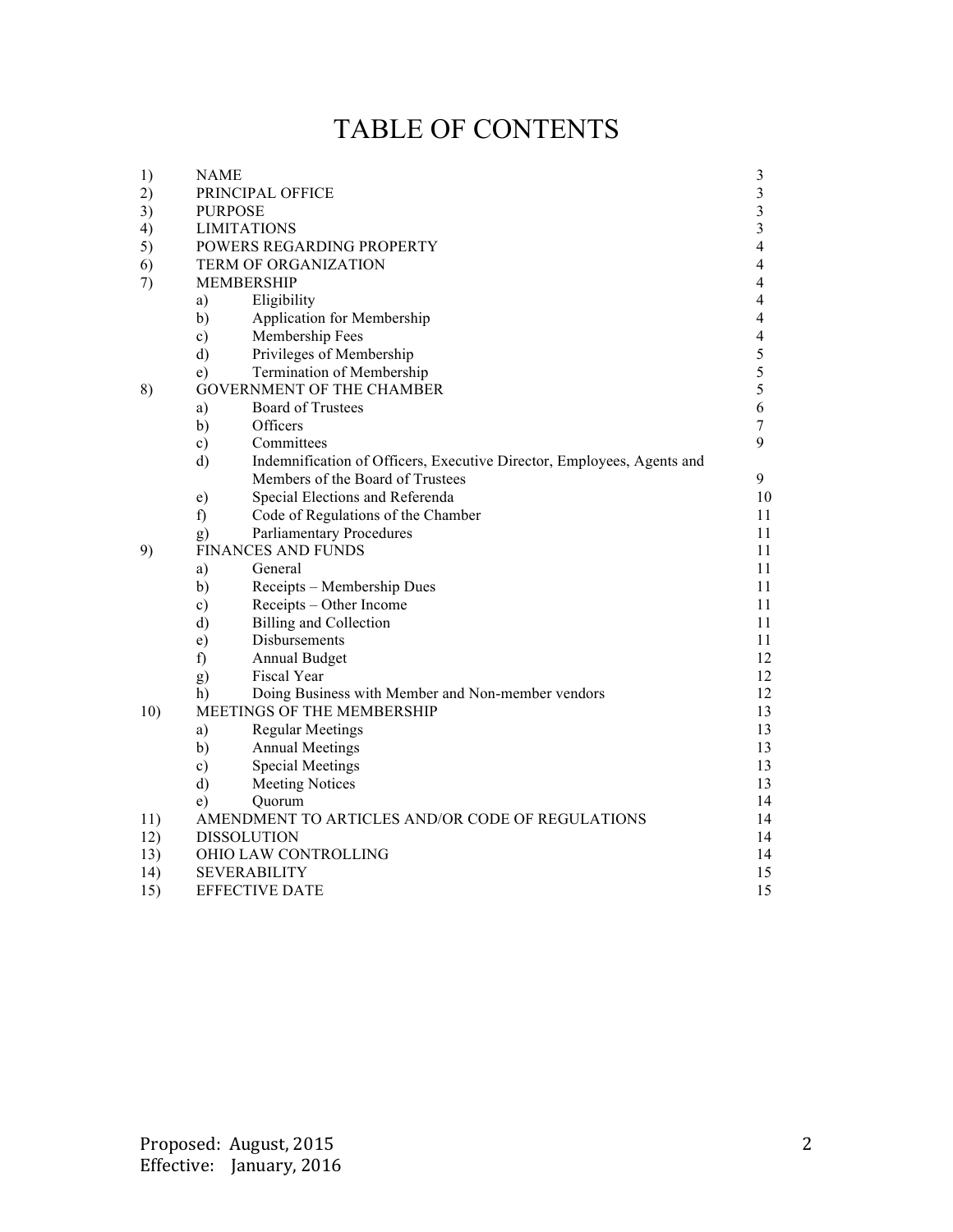# TABLE OF CONTENTS

| | | | |
|---|---|---|---|
| 1) | NAME | | 3 |
| 2) | PRINCIPAL OFFICE | | 3 |
| 3) | PURPOSE | | 3 |
| 4) | LIMITATIONS | | 3 |
| 5) | POWERS REGARDING PROPERTY | | 4 |
| 6) | TERM OF ORGANIZATION | | 4 |
| 7) | MEMBERSHIP | | 4 |
| | a) | Eligibility | 4 |
| | b) | Application for Membership | 4 |
| | c) | Membership Fees | 4 |
| | d) | Privileges of Membership | 5 |
| | e) | Termination of Membership | 5 |
| 8) | GOVERNMENT OF THE CHAMBER | | 5 |
| | a) | Board of Trustees | 6 |
| | b) | Officers | 7 |
| | c) | Committees | 9 |
| | d) | Indemnification of Officers, Executive Director, Employees, Agents and Members of the Board of Trustees | 9 |
| | e) | Special Elections and Referenda | 10 |
| | f) | Code of Regulations of the Chamber | 11 |
| | g) | Parliamentary Procedures | 11 |
| 9) | FINANCES AND FUNDS | | 11 |
| | a) | General | 11 |
| | b) | Receipts – Membership Dues | 11 |
| | c) | Receipts – Other Income | 11 |
| | d) | Billing and Collection | 11 |
| | e) | Disbursements | 11 |
| | f) | Annual Budget | 12 |
| | g) | Fiscal Year | 12 |
| | h) | Doing Business with Member and Non-member vendors | 12 |
| 10) | MEETINGS OF THE MEMBERSHIP | | 13 |
| | a) | Regular Meetings | 13 |
| | b) | Annual Meetings | 13 |
| | c) | Special Meetings | 13 |
| | d) | Meeting Notices | 13 |
| | e) | Quorum | 14 |
| 11) | AMENDMENT TO ARTICLES AND/OR CODE OF REGULATIONS | | 14 |
| 12) | DISSOLUTION | | 14 |
| 13) | OHIO LAW CONTROLLING | | 14 |
| 14) | SEVERABILITY | | 15 |
| 15) | EFFECTIVE DATE | | 15 |

Proposed: August, 2015
Effective: January, 2016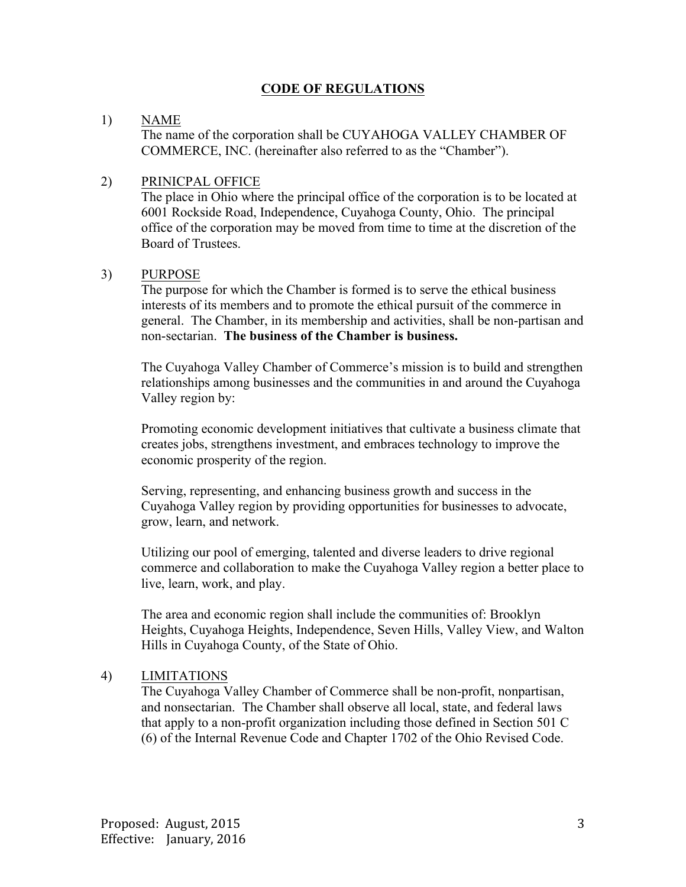# CODE OF REGULATIONS

1) NAME

The name of the corporation shall be CUYAHOGA VALLEY CHAMBER OF COMMERCE, INC. (hereinafter also referred to as the "Chamber").

2) PRINICPAL OFFICE

The place in Ohio where the principal office of the corporation is to be located at 6001 Rockside Road, Independence, Cuyahoga County, Ohio. The principal office of the corporation may be moved from time to time at the discretion of the Board of Trustees.

3) PURPOSE

The purpose for which the Chamber is formed is to serve the ethical business interests of its members and to promote the ethical pursuit of the commerce in general. The Chamber, in its membership and activities, shall be non-partisan and non-sectarian. **The business of the Chamber is business.**

The Cuyahoga Valley Chamber of Commerce's mission is to build and strengthen relationships among businesses and the communities in and around the Cuyahoga Valley region by:

Promoting economic development initiatives that cultivate a business climate that creates jobs, strengthens investment, and embraces technology to improve the economic prosperity of the region.

Serving, representing, and enhancing business growth and success in the Cuyahoga Valley region by providing opportunities for businesses to advocate, grow, learn, and network.

Utilizing our pool of emerging, talented and diverse leaders to drive regional commerce and collaboration to make the Cuyahoga Valley region a better place to live, learn, work, and play.

The area and economic region shall include the communities of: Brooklyn Heights, Cuyahoga Heights, Independence, Seven Hills, Valley View, and Walton Hills in Cuyahoga County, of the State of Ohio.

4) LIMITATIONS

The Cuyahoga Valley Chamber of Commerce shall be non-profit, nonpartisan, and nonsectarian. The Chamber shall observe all local, state, and federal laws that apply to a non-profit organization including those defined in Section 501 C (6) of the Internal Revenue Code and Chapter 1702 of the Ohio Revised Code.

Proposed: August, 2015
Effective: January, 2016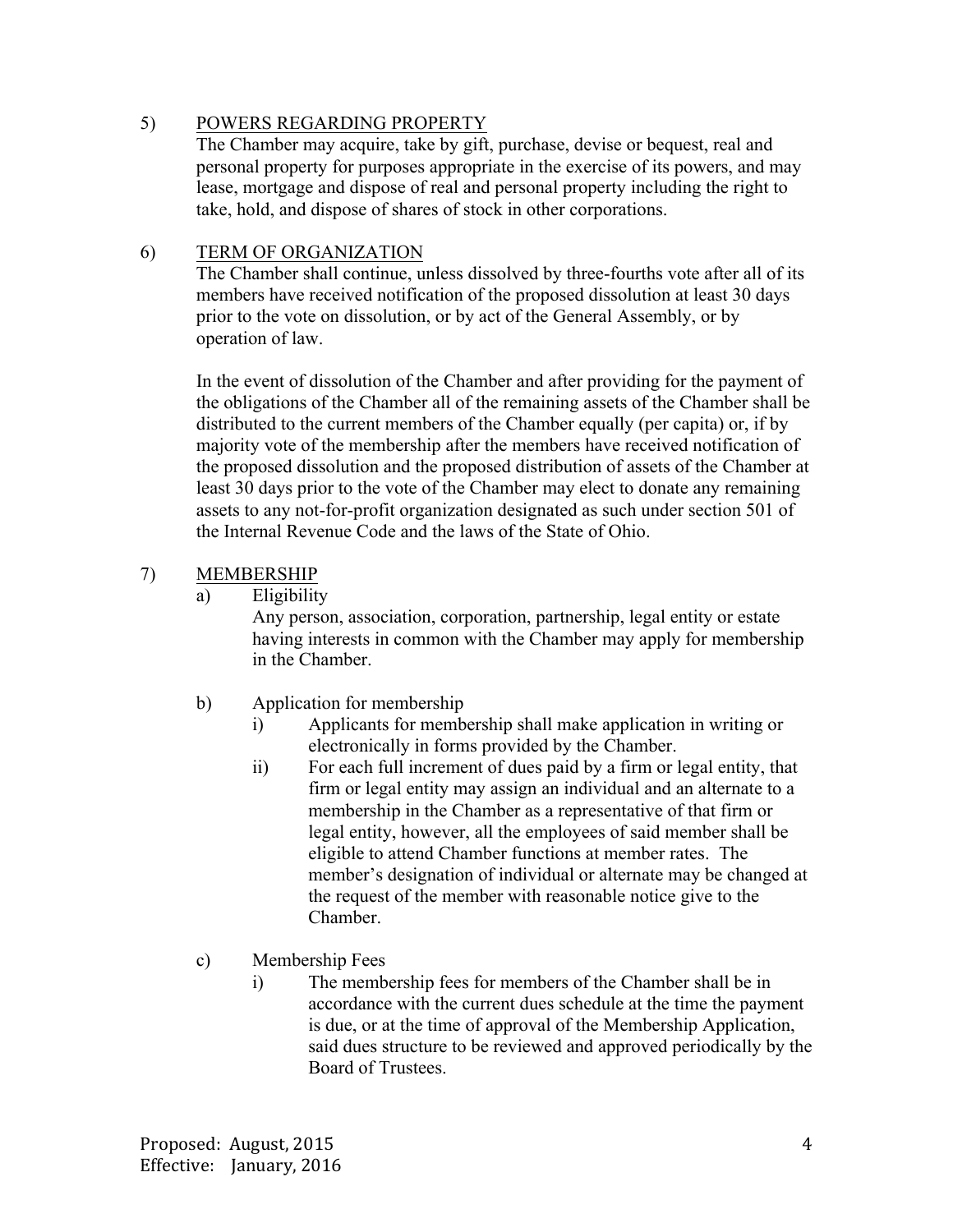5) <u>POWERS REGARDING PROPERTY</u>

The Chamber may acquire, take by gift, purchase, devise or bequest, real and personal property for purposes appropriate in the exercise of its powers, and may lease, mortgage and dispose of real and personal property including the right to take, hold, and dispose of shares of stock in other corporations.

6) <u>TERM OF ORGANIZATION</u>

The Chamber shall continue, unless dissolved by three-fourths vote after all of its members have received notification of the proposed dissolution at least 30 days prior to the vote on dissolution, or by act of the General Assembly, or by operation of law.

In the event of dissolution of the Chamber and after providing for the payment of the obligations of the Chamber all of the remaining assets of the Chamber shall be distributed to the current members of the Chamber equally (per capita) or, if by majority vote of the membership after the members have received notification of the proposed dissolution and the proposed distribution of assets of the Chamber at least 30 days prior to the vote of the Chamber may elect to donate any remaining assets to any not-for-profit organization designated as such under section 501 of the Internal Revenue Code and the laws of the State of Ohio.

7) <u>MEMBERSHIP</u>

a) Eligibility

Any person, association, corporation, partnership, legal entity or estate having interests in common with the Chamber may apply for membership in the Chamber.

b) Application for membership

i) Applicants for membership shall make application in writing or electronically in forms provided by the Chamber.

ii) For each full increment of dues paid by a firm or legal entity, that firm or legal entity may assign an individual and an alternate to a membership in the Chamber as a representative of that firm or legal entity, however, all the employees of said member shall be eligible to attend Chamber functions at member rates. The member's designation of individual or alternate may be changed at the request of the member with reasonable notice give to the Chamber.

c) Membership Fees

i) The membership fees for members of the Chamber shall be in accordance with the current dues schedule at the time the payment is due, or at the time of approval of the Membership Application, said dues structure to be reviewed and approved periodically by the Board of Trustees.

Proposed: August, 2015
Effective: January, 2016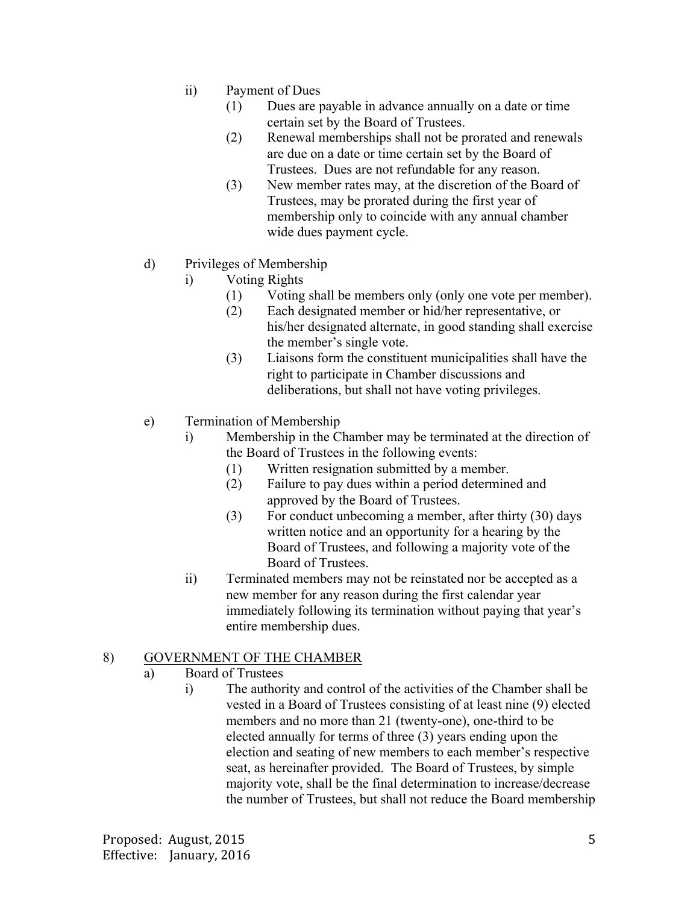ii) Payment of Dues

(1) Dues are payable in advance annually on a date or time certain set by the Board of Trustees.

(2) Renewal memberships shall not be prorated and renewals are due on a date or time certain set by the Board of Trustees. Dues are not refundable for any reason.

(3) New member rates may, at the discretion of the Board of Trustees, may be prorated during the first year of membership only to coincide with any annual chamber wide dues payment cycle.

d) Privileges of Membership

i) Voting Rights

(1) Voting shall be members only (only one vote per member).

(2) Each designated member or hid/her representative, or his/her designated alternate, in good standing shall exercise the member's single vote.

(3) Liaisons form the constituent municipalities shall have the right to participate in Chamber discussions and deliberations, but shall not have voting privileges.

e) Termination of Membership

i) Membership in the Chamber may be terminated at the direction of the Board of Trustees in the following events:

(1) Written resignation submitted by a member.

(2) Failure to pay dues within a period determined and approved by the Board of Trustees.

(3) For conduct unbecoming a member, after thirty (30) days written notice and an opportunity for a hearing by the Board of Trustees, and following a majority vote of the Board of Trustees.

ii) Terminated members may not be reinstated nor be accepted as a new member for any reason during the first calendar year immediately following its termination without paying that year's entire membership dues.

8) <u>GOVERNMENT OF THE CHAMBER</u>

a) Board of Trustees

i) The authority and control of the activities of the Chamber shall be vested in a Board of Trustees consisting of at least nine (9) elected members and no more than 21 (twenty-one), one-third to be elected annually for terms of three (3) years ending upon the election and seating of new members to each member's respective seat, as hereinafter provided. The Board of Trustees, by simple majority vote, shall be the final determination to increase/decrease the number of Trustees, but shall not reduce the Board membership

Proposed: August, 2015
Effective: January, 2016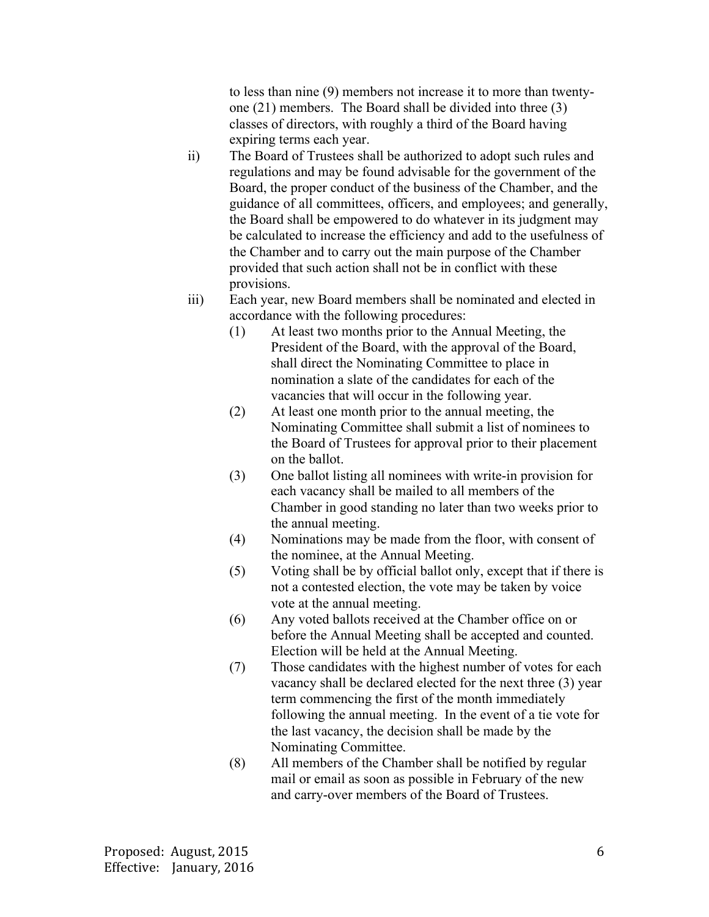to less than nine (9) members not increase it to more than twenty-one (21) members. The Board shall be divided into three (3) classes of directors, with roughly a third of the Board having expiring terms each year.

ii) The Board of Trustees shall be authorized to adopt such rules and regulations and may be found advisable for the government of the Board, the proper conduct of the business of the Chamber, and the guidance of all committees, officers, and employees; and generally, the Board shall be empowered to do whatever in its judgment may be calculated to increase the efficiency and add to the usefulness of the Chamber and to carry out the main purpose of the Chamber provided that such action shall not be in conflict with these provisions.

iii) Each year, new Board members shall be nominated and elected in accordance with the following procedures:

   (1) At least two months prior to the Annual Meeting, the President of the Board, with the approval of the Board, shall direct the Nominating Committee to place in nomination a slate of the candidates for each of the vacancies that will occur in the following year.

   (2) At least one month prior to the annual meeting, the Nominating Committee shall submit a list of nominees to the Board of Trustees for approval prior to their placement on the ballot.

   (3) One ballot listing all nominees with write-in provision for each vacancy shall be mailed to all members of the Chamber in good standing no later than two weeks prior to the annual meeting.

   (4) Nominations may be made from the floor, with consent of the nominee, at the Annual Meeting.

   (5) Voting shall be by official ballot only, except that if there is not a contested election, the vote may be taken by voice vote at the annual meeting.

   (6) Any voted ballots received at the Chamber office on or before the Annual Meeting shall be accepted and counted. Election will be held at the Annual Meeting.

   (7) Those candidates with the highest number of votes for each vacancy shall be declared elected for the next three (3) year term commencing the first of the month immediately following the annual meeting. In the event of a tie vote for the last vacancy, the decision shall be made by the Nominating Committee.

   (8) All members of the Chamber shall be notified by regular mail or email as soon as possible in February of the new and carry-over members of the Board of Trustees.

Proposed: August, 2015
Effective: January, 2016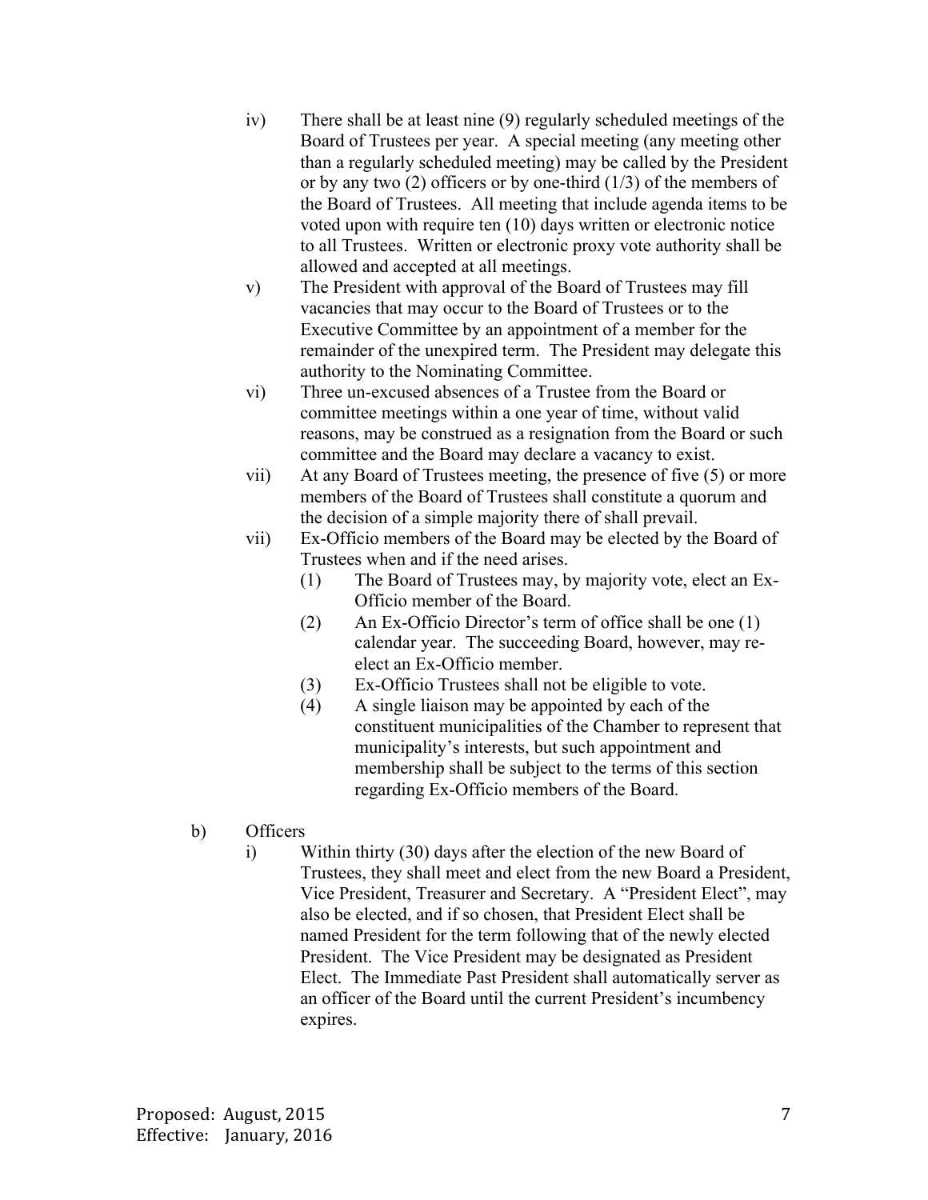iv) There shall be at least nine (9) regularly scheduled meetings of the Board of Trustees per year. A special meeting (any meeting other than a regularly scheduled meeting) may be called by the President or by any two (2) officers or by one-third (1/3) of the members of the Board of Trustees. All meeting that include agenda items to be voted upon with require ten (10) days written or electronic notice to all Trustees. Written or electronic proxy vote authority shall be allowed and accepted at all meetings.

v) The President with approval of the Board of Trustees may fill vacancies that may occur to the Board of Trustees or to the Executive Committee by an appointment of a member for the remainder of the unexpired term. The President may delegate this authority to the Nominating Committee.

vi) Three un-excused absences of a Trustee from the Board or committee meetings within a one year of time, without valid reasons, may be construed as a resignation from the Board or such committee and the Board may declare a vacancy to exist.

vii) At any Board of Trustees meeting, the presence of five (5) or more members of the Board of Trustees shall constitute a quorum and the decision of a simple majority there of shall prevail.

vii) Ex-Officio members of the Board may be elected by the Board of Trustees when and if the need arises.

(1) The Board of Trustees may, by majority vote, elect an Ex-Officio member of the Board.

(2) An Ex-Officio Director's term of office shall be one (1) calendar year. The succeeding Board, however, may re-elect an Ex-Officio member.

(3) Ex-Officio Trustees shall not be eligible to vote.

(4) A single liaison may be appointed by each of the constituent municipalities of the Chamber to represent that municipality's interests, but such appointment and membership shall be subject to the terms of this section regarding Ex-Officio members of the Board.

b) Officers

i) Within thirty (30) days after the election of the new Board of Trustees, they shall meet and elect from the new Board a President, Vice President, Treasurer and Secretary. A "President Elect", may also be elected, and if so chosen, that President Elect shall be named President for the term following that of the newly elected President. The Vice President may be designated as President Elect. The Immediate Past President shall automatically server as an officer of the Board until the current President's incumbency expires.

Proposed: August, 2015
Effective: January, 2016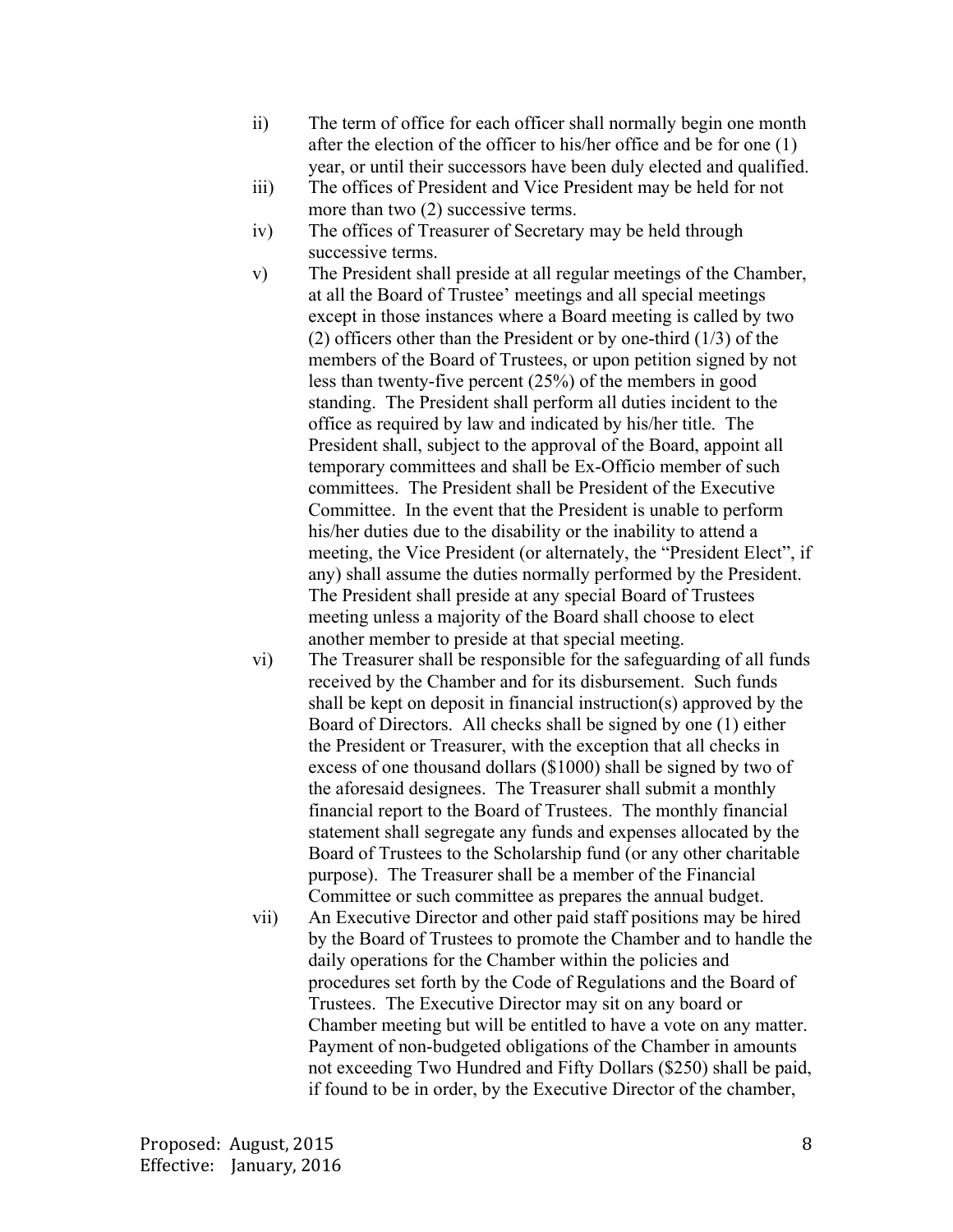ii) The term of office for each officer shall normally begin one month after the election of the officer to his/her office and be for one (1) year, or until their successors have been duly elected and qualified.

iii) The offices of President and Vice President may be held for not more than two (2) successive terms.

iv) The offices of Treasurer of Secretary may be held through successive terms.

v) The President shall preside at all regular meetings of the Chamber, at all the Board of Trustee' meetings and all special meetings except in those instances where a Board meeting is called by two (2) officers other than the President or by one-third (1/3) of the members of the Board of Trustees, or upon petition signed by not less than twenty-five percent (25%) of the members in good standing. The President shall perform all duties incident to the office as required by law and indicated by his/her title. The President shall, subject to the approval of the Board, appoint all temporary committees and shall be Ex-Officio member of such committees. The President shall be President of the Executive Committee. In the event that the President is unable to perform his/her duties due to the disability or the inability to attend a meeting, the Vice President (or alternately, the "President Elect", if any) shall assume the duties normally performed by the President. The President shall preside at any special Board of Trustees meeting unless a majority of the Board shall choose to elect another member to preside at that special meeting.

vi) The Treasurer shall be responsible for the safeguarding of all funds received by the Chamber and for its disbursement. Such funds shall be kept on deposit in financial instruction(s) approved by the Board of Directors. All checks shall be signed by one (1) either the President or Treasurer, with the exception that all checks in excess of one thousand dollars ($1000) shall be signed by two of the aforesaid designees. The Treasurer shall submit a monthly financial report to the Board of Trustees. The monthly financial statement shall segregate any funds and expenses allocated by the Board of Trustees to the Scholarship fund (or any other charitable purpose). The Treasurer shall be a member of the Financial Committee or such committee as prepares the annual budget.

vii) An Executive Director and other paid staff positions may be hired by the Board of Trustees to promote the Chamber and to handle the daily operations for the Chamber within the policies and procedures set forth by the Code of Regulations and the Board of Trustees. The Executive Director may sit on any board or Chamber meeting but will be entitled to have a vote on any matter. Payment of non-budgeted obligations of the Chamber in amounts not exceeding Two Hundred and Fifty Dollars ($250) shall be paid, if found to be in order, by the Executive Director of the chamber,

Proposed: August, 2015
Effective: January, 2016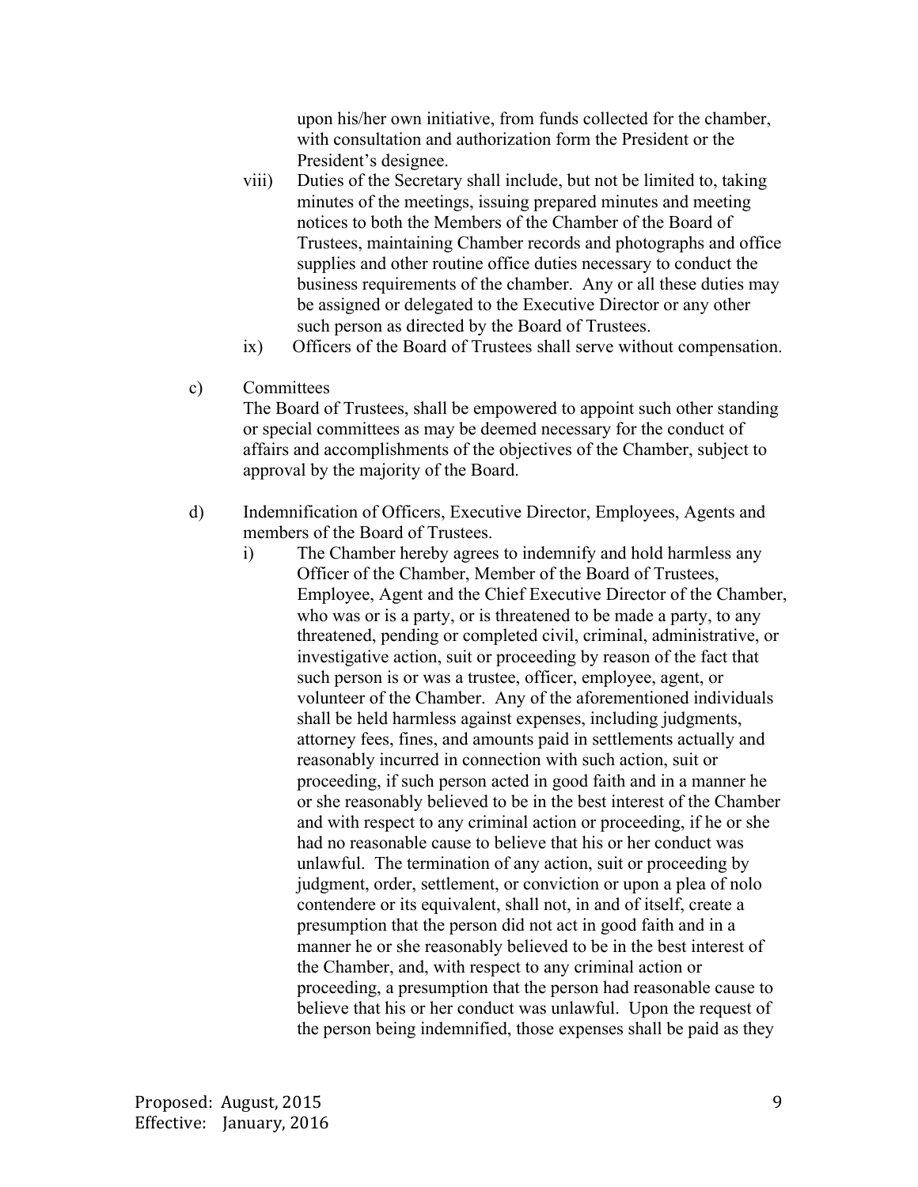upon his/her own initiative, from funds collected for the chamber, with consultation and authorization form the President or the President's designee.

viii) Duties of the Secretary shall include, but not be limited to, taking minutes of the meetings, issuing prepared minutes and meeting notices to both the Members of the Chamber of the Board of Trustees, maintaining Chamber records and photographs and office supplies and other routine office duties necessary to conduct the business requirements of the chamber. Any or all these duties may be assigned or delegated to the Executive Director or any other such person as directed by the Board of Trustees.

ix) Officers of the Board of Trustees shall serve without compensation.

c) Committees

The Board of Trustees, shall be empowered to appoint such other standing or special committees as may be deemed necessary for the conduct of affairs and accomplishments of the objectives of the Chamber, subject to approval by the majority of the Board.

d) Indemnification of Officers, Executive Director, Employees, Agents and members of the Board of Trustees.

i) The Chamber hereby agrees to indemnify and hold harmless any Officer of the Chamber, Member of the Board of Trustees, Employee, Agent and the Chief Executive Director of the Chamber, who was or is a party, or is threatened to be made a party, to any threatened, pending or completed civil, criminal, administrative, or investigative action, suit or proceeding by reason of the fact that such person is or was a trustee, officer, employee, agent, or volunteer of the Chamber. Any of the aforementioned individuals shall be held harmless against expenses, including judgments, attorney fees, fines, and amounts paid in settlements actually and reasonably incurred in connection with such action, suit or proceeding, if such person acted in good faith and in a manner he or she reasonably believed to be in the best interest of the Chamber and with respect to any criminal action or proceeding, if he or she had no reasonable cause to believe that his or her conduct was unlawful. The termination of any action, suit or proceeding by judgment, order, settlement, or conviction or upon a plea of nolo contendere or its equivalent, shall not, in and of itself, create a presumption that the person did not act in good faith and in a manner he or she reasonably believed to be in the best interest of the Chamber, and, with respect to any criminal action or proceeding, a presumption that the person had reasonable cause to believe that his or her conduct was unlawful. Upon the request of the person being indemnified, those expenses shall be paid as they

Proposed: August, 2015
Effective: January, 2016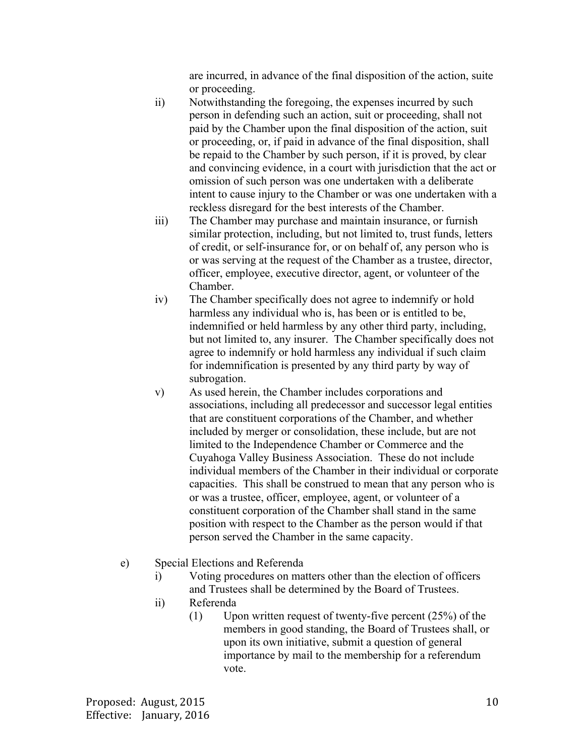are incurred, in advance of the final disposition of the action, suite or proceeding.

ii) Notwithstanding the foregoing, the expenses incurred by such person in defending such an action, suit or proceeding, shall not paid by the Chamber upon the final disposition of the action, suit or proceeding, or, if paid in advance of the final disposition, shall be repaid to the Chamber by such person, if it is proved, by clear and convincing evidence, in a court with jurisdiction that the act or omission of such person was one undertaken with a deliberate intent to cause injury to the Chamber or was one undertaken with a reckless disregard for the best interests of the Chamber.

iii) The Chamber may purchase and maintain insurance, or furnish similar protection, including, but not limited to, trust funds, letters of credit, or self-insurance for, or on behalf of, any person who is or was serving at the request of the Chamber as a trustee, director, officer, employee, executive director, agent, or volunteer of the Chamber.

iv) The Chamber specifically does not agree to indemnify or hold harmless any individual who is, has been or is entitled to be, indemnified or held harmless by any other third party, including, but not limited to, any insurer. The Chamber specifically does not agree to indemnify or hold harmless any individual if such claim for indemnification is presented by any third party by way of subrogation.

v) As used herein, the Chamber includes corporations and associations, including all predecessor and successor legal entities that are constituent corporations of the Chamber, and whether included by merger or consolidation, these include, but are not limited to the Independence Chamber or Commerce and the Cuyahoga Valley Business Association. These do not include individual members of the Chamber in their individual or corporate capacities. This shall be construed to mean that any person who is or was a trustee, officer, employee, agent, or volunteer of a constituent corporation of the Chamber shall stand in the same position with respect to the Chamber as the person would if that person served the Chamber in the same capacity.

e) Special Elections and Referenda

i) Voting procedures on matters other than the election of officers and Trustees shall be determined by the Board of Trustees.

ii) Referenda

(1) Upon written request of twenty-five percent (25%) of the members in good standing, the Board of Trustees shall, or upon its own initiative, submit a question of general importance by mail to the membership for a referendum vote.

Proposed: August, 2015
Effective: January, 2016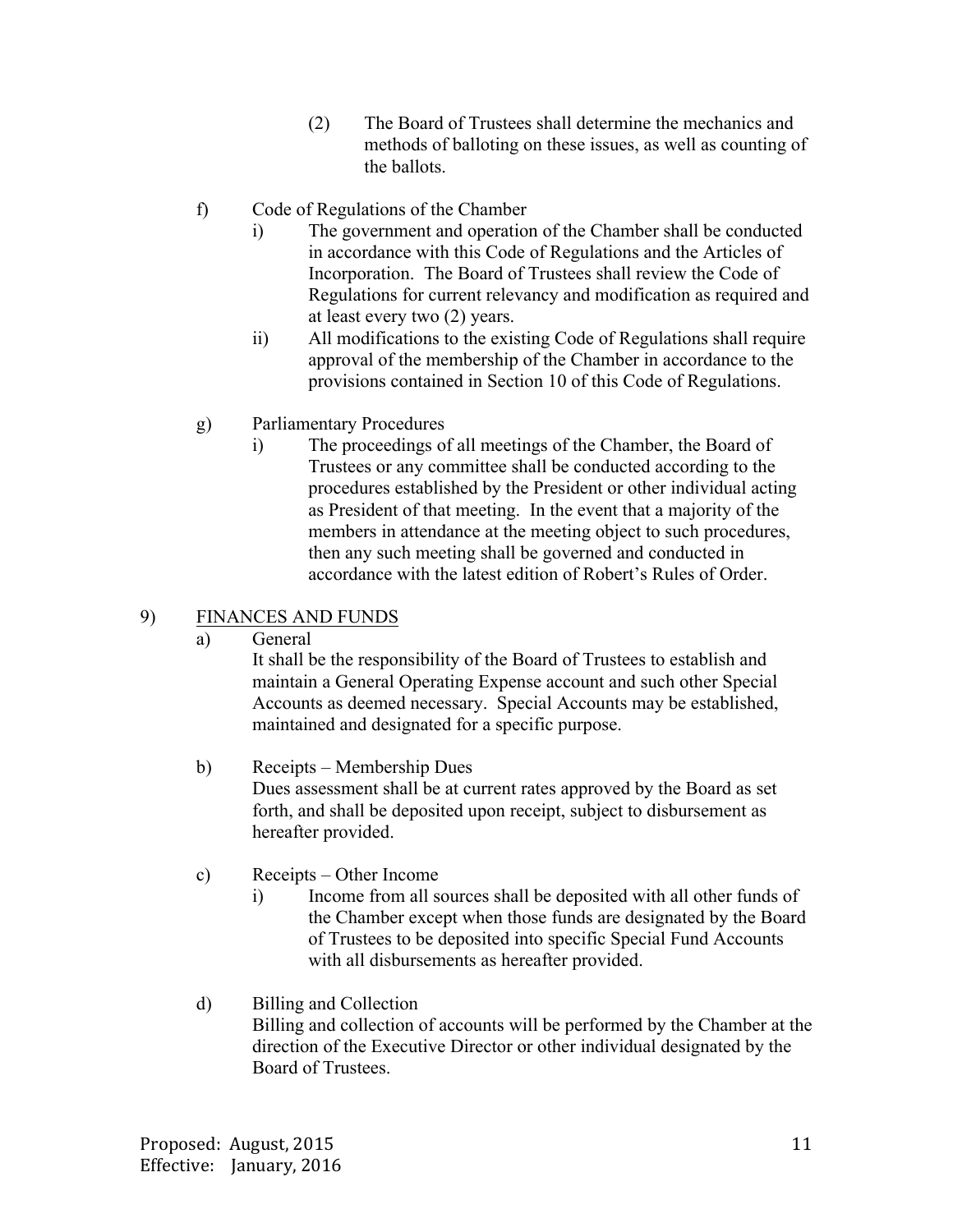(2) The Board of Trustees shall determine the mechanics and methods of balloting on these issues, as well as counting of the ballots.

f) Code of Regulations of the Chamber

i) The government and operation of the Chamber shall be conducted in accordance with this Code of Regulations and the Articles of Incorporation. The Board of Trustees shall review the Code of Regulations for current relevancy and modification as required and at least every two (2) years.

ii) All modifications to the existing Code of Regulations shall require approval of the membership of the Chamber in accordance to the provisions contained in Section 10 of this Code of Regulations.

g) Parliamentary Procedures

i) The proceedings of all meetings of the Chamber, the Board of Trustees or any committee shall be conducted according to the procedures established by the President or other individual acting as President of that meeting. In the event that a majority of the members in attendance at the meeting object to such procedures, then any such meeting shall be governed and conducted in accordance with the latest edition of Robert's Rules of Order.

9) <u>FINANCES AND FUNDS</u>

a) General

It shall be the responsibility of the Board of Trustees to establish and maintain a General Operating Expense account and such other Special Accounts as deemed necessary. Special Accounts may be established, maintained and designated for a specific purpose.

b) Receipts – Membership Dues

Dues assessment shall be at current rates approved by the Board as set forth, and shall be deposited upon receipt, subject to disbursement as hereafter provided.

c) Receipts – Other Income

i) Income from all sources shall be deposited with all other funds of the Chamber except when those funds are designated by the Board of Trustees to be deposited into specific Special Fund Accounts with all disbursements as hereafter provided.

d) Billing and Collection

Billing and collection of accounts will be performed by the Chamber at the direction of the Executive Director or other individual designated by the Board of Trustees.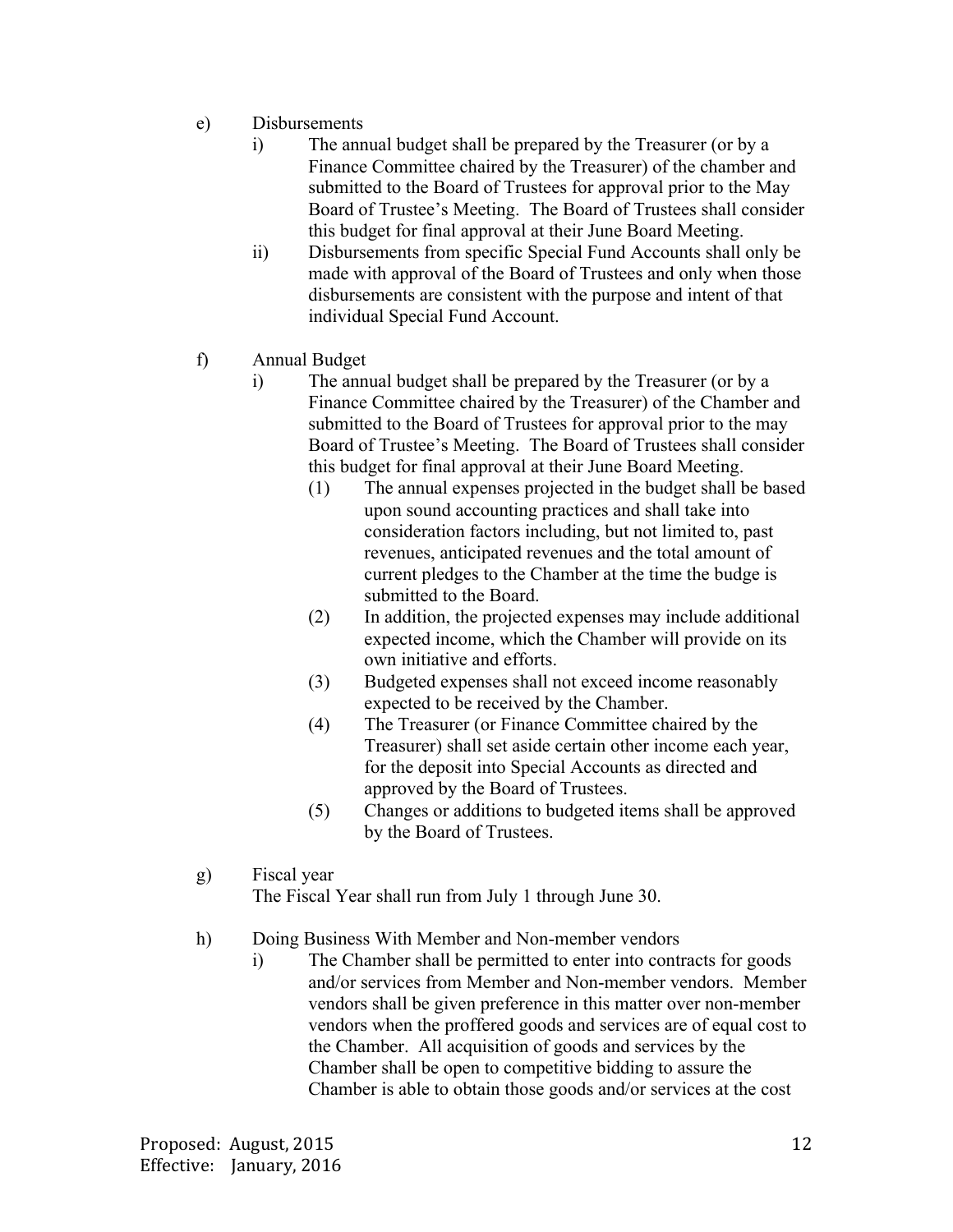e) Disbursements

i) The annual budget shall be prepared by the Treasurer (or by a Finance Committee chaired by the Treasurer) of the chamber and submitted to the Board of Trustees for approval prior to the May Board of Trustee's Meeting. The Board of Trustees shall consider this budget for final approval at their June Board Meeting.

ii) Disbursements from specific Special Fund Accounts shall only be made with approval of the Board of Trustees and only when those disbursements are consistent with the purpose and intent of that individual Special Fund Account.

f) Annual Budget

i) The annual budget shall be prepared by the Treasurer (or by a Finance Committee chaired by the Treasurer) of the Chamber and submitted to the Board of Trustees for approval prior to the may Board of Trustee's Meeting. The Board of Trustees shall consider this budget for final approval at their June Board Meeting.

(1) The annual expenses projected in the budget shall be based upon sound accounting practices and shall take into consideration factors including, but not limited to, past revenues, anticipated revenues and the total amount of current pledges to the Chamber at the time the budge is submitted to the Board.

(2) In addition, the projected expenses may include additional expected income, which the Chamber will provide on its own initiative and efforts.

(3) Budgeted expenses shall not exceed income reasonably expected to be received by the Chamber.

(4) The Treasurer (or Finance Committee chaired by the Treasurer) shall set aside certain other income each year, for the deposit into Special Accounts as directed and approved by the Board of Trustees.

(5) Changes or additions to budgeted items shall be approved by the Board of Trustees.

g) Fiscal year

The Fiscal Year shall run from July 1 through June 30.

h) Doing Business With Member and Non-member vendors

i) The Chamber shall be permitted to enter into contracts for goods and/or services from Member and Non-member vendors. Member vendors shall be given preference in this matter over non-member vendors when the proffered goods and services are of equal cost to the Chamber. All acquisition of goods and services by the Chamber shall be open to competitive bidding to assure the Chamber is able to obtain those goods and/or services at the cost

Proposed: August, 2015
Effective: January, 2016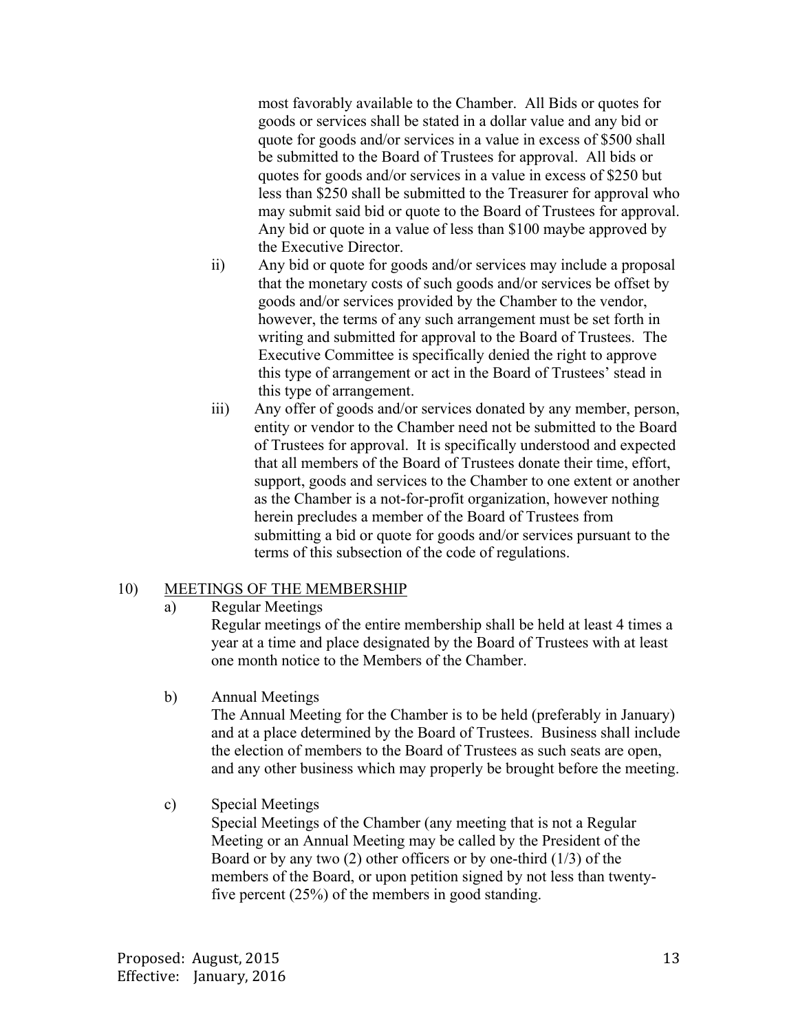most favorably available to the Chamber. All Bids or quotes for goods or services shall be stated in a dollar value and any bid or quote for goods and/or services in a value in excess of $500 shall be submitted to the Board of Trustees for approval. All bids or quotes for goods and/or services in a value in excess of $250 but less than $250 shall be submitted to the Treasurer for approval who may submit said bid or quote to the Board of Trustees for approval. Any bid or quote in a value of less than $100 maybe approved by the Executive Director.

ii) Any bid or quote for goods and/or services may include a proposal that the monetary costs of such goods and/or services be offset by goods and/or services provided by the Chamber to the vendor, however, the terms of any such arrangement must be set forth in writing and submitted for approval to the Board of Trustees. The Executive Committee is specifically denied the right to approve this type of arrangement or act in the Board of Trustees' stead in this type of arrangement.

iii) Any offer of goods and/or services donated by any member, person, entity or vendor to the Chamber need not be submitted to the Board of Trustees for approval. It is specifically understood and expected that all members of the Board of Trustees donate their time, effort, support, goods and services to the Chamber to one extent or another as the Chamber is a not-for-profit organization, however nothing herein precludes a member of the Board of Trustees from submitting a bid or quote for goods and/or services pursuant to the terms of this subsection of the code of regulations.

10) <u>MEETINGS OF THE MEMBERSHIP</u>

a) Regular Meetings

Regular meetings of the entire membership shall be held at least 4 times a year at a time and place designated by the Board of Trustees with at least one month notice to the Members of the Chamber.

b) Annual Meetings

The Annual Meeting for the Chamber is to be held (preferably in January) and at a place determined by the Board of Trustees. Business shall include the election of members to the Board of Trustees as such seats are open, and any other business which may properly be brought before the meeting.

c) Special Meetings

Special Meetings of the Chamber (any meeting that is not a Regular Meeting or an Annual Meeting may be called by the President of the Board or by any two (2) other officers or by one-third (1/3) of the members of the Board, or upon petition signed by not less than twenty-five percent (25%) of the members in good standing.

Proposed: August, 2015
Effective: January, 2016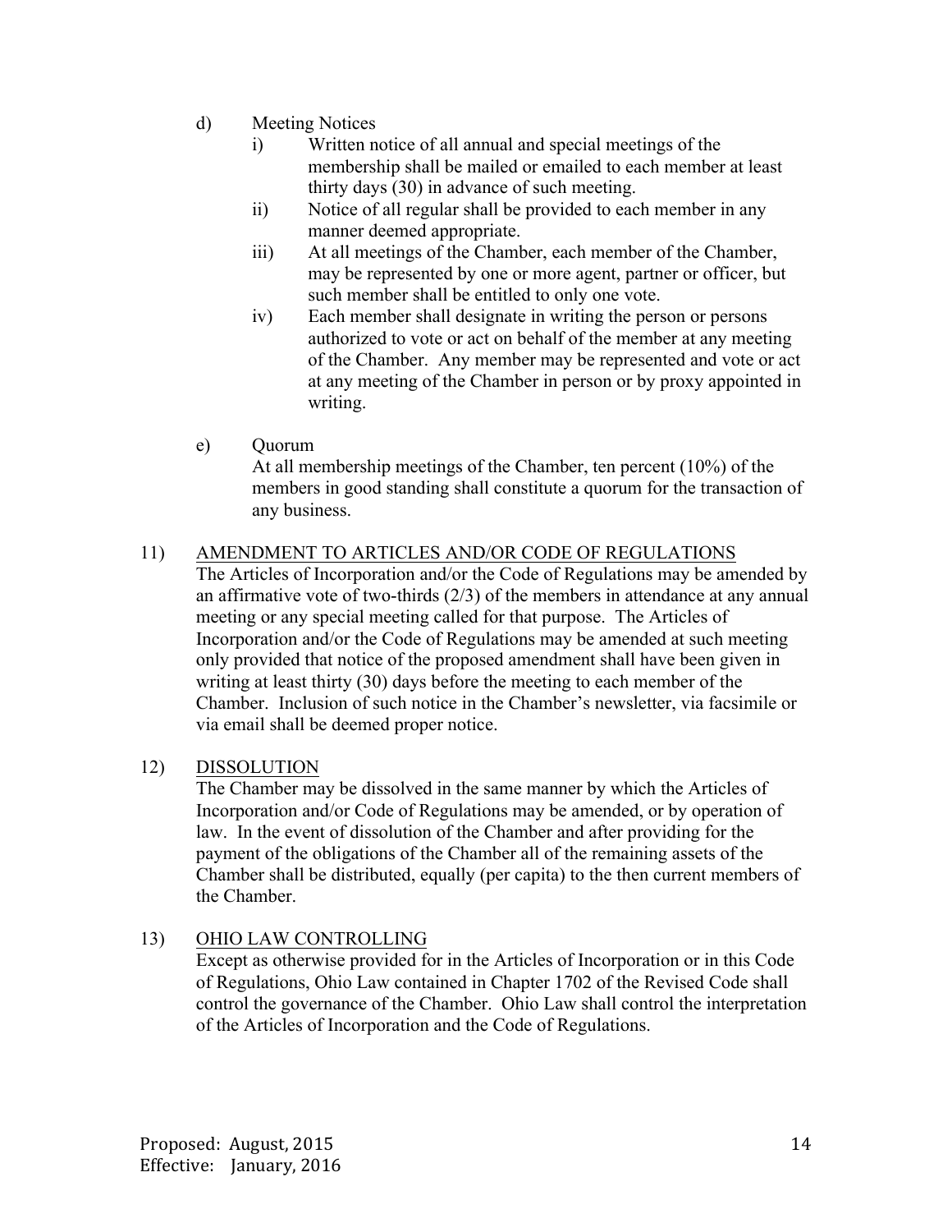d) Meeting Notices

i) Written notice of all annual and special meetings of the membership shall be mailed or emailed to each member at least thirty days (30) in advance of such meeting.

ii) Notice of all regular shall be provided to each member in any manner deemed appropriate.

iii) At all meetings of the Chamber, each member of the Chamber, may be represented by one or more agent, partner or officer, but such member shall be entitled to only one vote.

iv) Each member shall designate in writing the person or persons authorized to vote or act on behalf of the member at any meeting of the Chamber. Any member may be represented and vote or act at any meeting of the Chamber in person or by proxy appointed in writing.

e) Quorum

At all membership meetings of the Chamber, ten percent (10%) of the members in good standing shall constitute a quorum for the transaction of any business.

11) <u>AMENDMENT TO ARTICLES AND/OR CODE OF REGULATIONS</u>

The Articles of Incorporation and/or the Code of Regulations may be amended by an affirmative vote of two-thirds (2/3) of the members in attendance at any annual meeting or any special meeting called for that purpose. The Articles of Incorporation and/or the Code of Regulations may be amended at such meeting only provided that notice of the proposed amendment shall have been given in writing at least thirty (30) days before the meeting to each member of the Chamber. Inclusion of such notice in the Chamber's newsletter, via facsimile or via email shall be deemed proper notice.

12) <u>DISSOLUTION</u>

The Chamber may be dissolved in the same manner by which the Articles of Incorporation and/or Code of Regulations may be amended, or by operation of law. In the event of dissolution of the Chamber and after providing for the payment of the obligations of the Chamber all of the remaining assets of the Chamber shall be distributed, equally (per capita) to the then current members of the Chamber.

13) <u>OHIO LAW CONTROLLING</u>

Except as otherwise provided for in the Articles of Incorporation or in this Code of Regulations, Ohio Law contained in Chapter 1702 of the Revised Code shall control the governance of the Chamber. Ohio Law shall control the interpretation of the Articles of Incorporation and the Code of Regulations.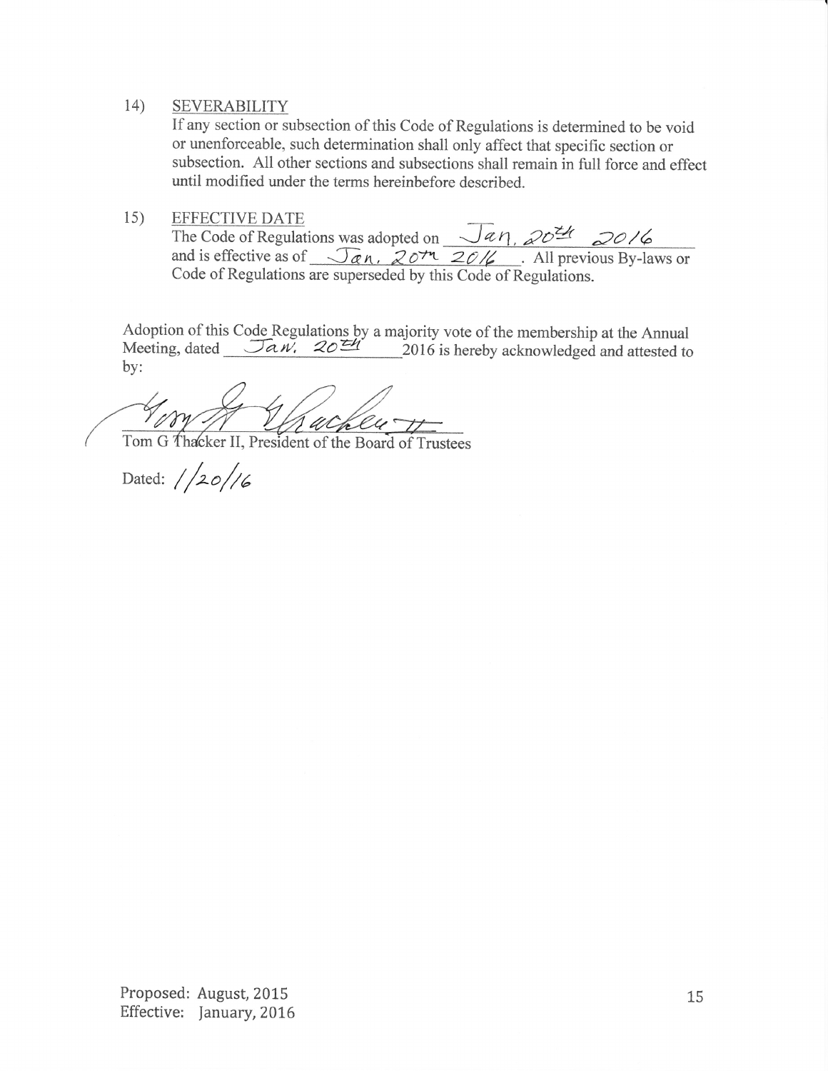14) SEVERABILITY

If any section or subsection of this Code of Regulations is determined to be void or unenforceable, such determination shall only affect that specific section or subsection. All other sections and subsections shall remain in full force and effect until modified under the terms hereinbefore described.

15) EFFECTIVE DATE

The Code of Regulations was adopted on Jan. 20th 2016 and is effective as of Jan. 20th 2016. All previous By-laws or Code of Regulations are superseded by this Code of Regulations.

Adoption of this Code Regulations by a majority vote of the membership at the Annual Meeting, dated Jan. 20th 2016 is hereby acknowledged and attested to by:

Tom G Thacker II, President of the Board of Trustees

Dated: 1/20/16

Proposed: August, 2015
Effective: January, 2016